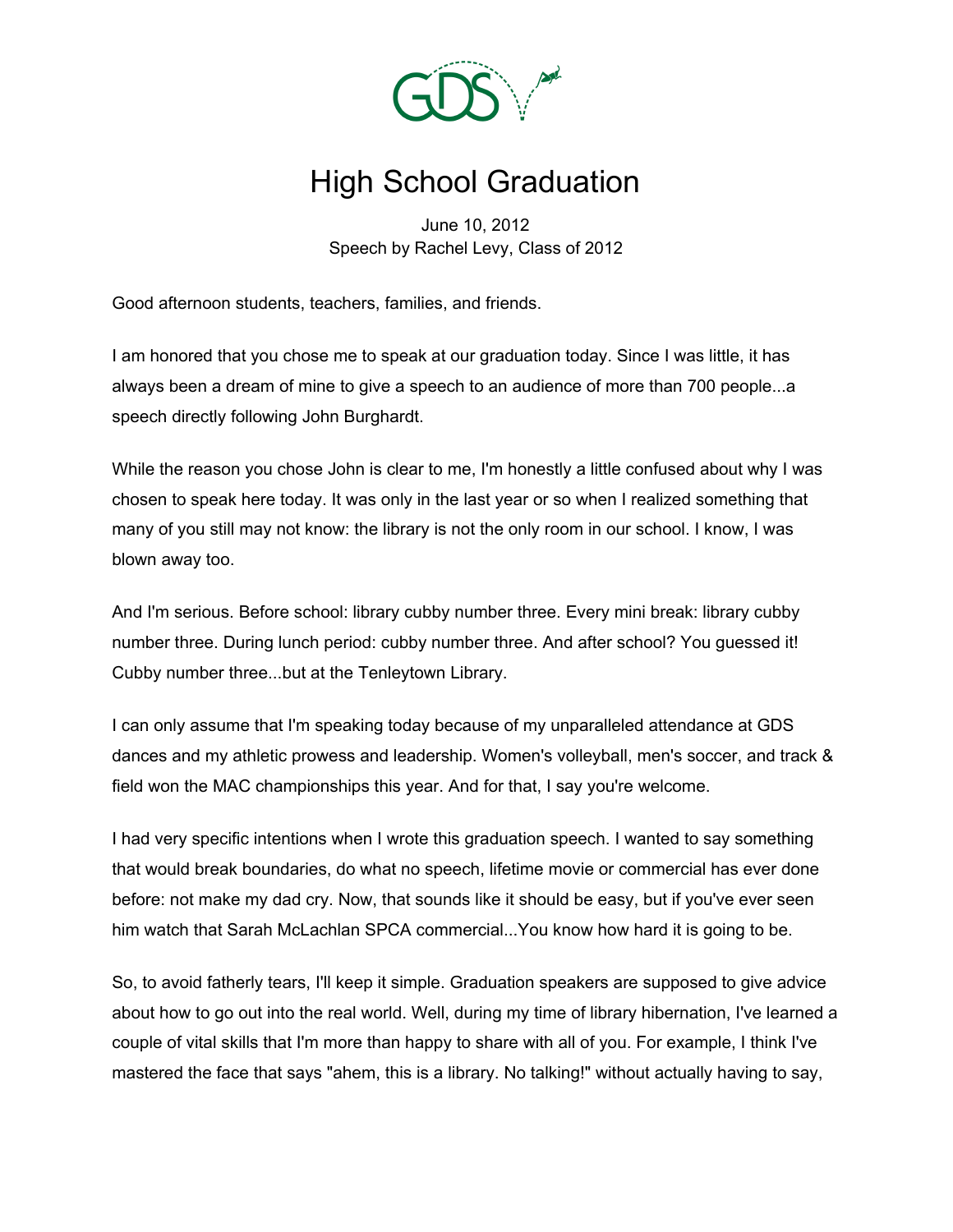# High School Graduation

June 10, 2012
Speech by Rachel Levy, Class of 2012

Good afternoon students, teachers, families, and friends.

I am honored that you chose me to speak at our graduation today. Since I was little, it has always been a dream of mine to give a speech to an audience of more than 700 people...a speech directly following John Burghardt.

While the reason you chose John is clear to me, I'm honestly a little confused about why I was chosen to speak here today. It was only in the last year or so when I realized something that many of you still may not know: the library is not the only room in our school. I know, I was blown away too.

And I'm serious. Before school: library cubby number three. Every mini break: library cubby number three. During lunch period: cubby number three. And after school? You guessed it! Cubby number three...but at the Tenleytown Library.

I can only assume that I'm speaking today because of my unparalleled attendance at GDS dances and my athletic prowess and leadership. Women's volleyball, men's soccer, and track & field won the MAC championships this year. And for that, I say you're welcome.

I had very specific intentions when I wrote this graduation speech. I wanted to say something that would break boundaries, do what no speech, lifetime movie or commercial has ever done before: not make my dad cry. Now, that sounds like it should be easy, but if you've ever seen him watch that Sarah McLachlan SPCA commercial...You know how hard it is going to be.

So, to avoid fatherly tears, I'll keep it simple. Graduation speakers are supposed to give advice about how to go out into the real world. Well, during my time of library hibernation, I've learned a couple of vital skills that I'm more than happy to share with all of you. For example, I think I've mastered the face that says "ahem, this is a library. No talking!" without actually having to say,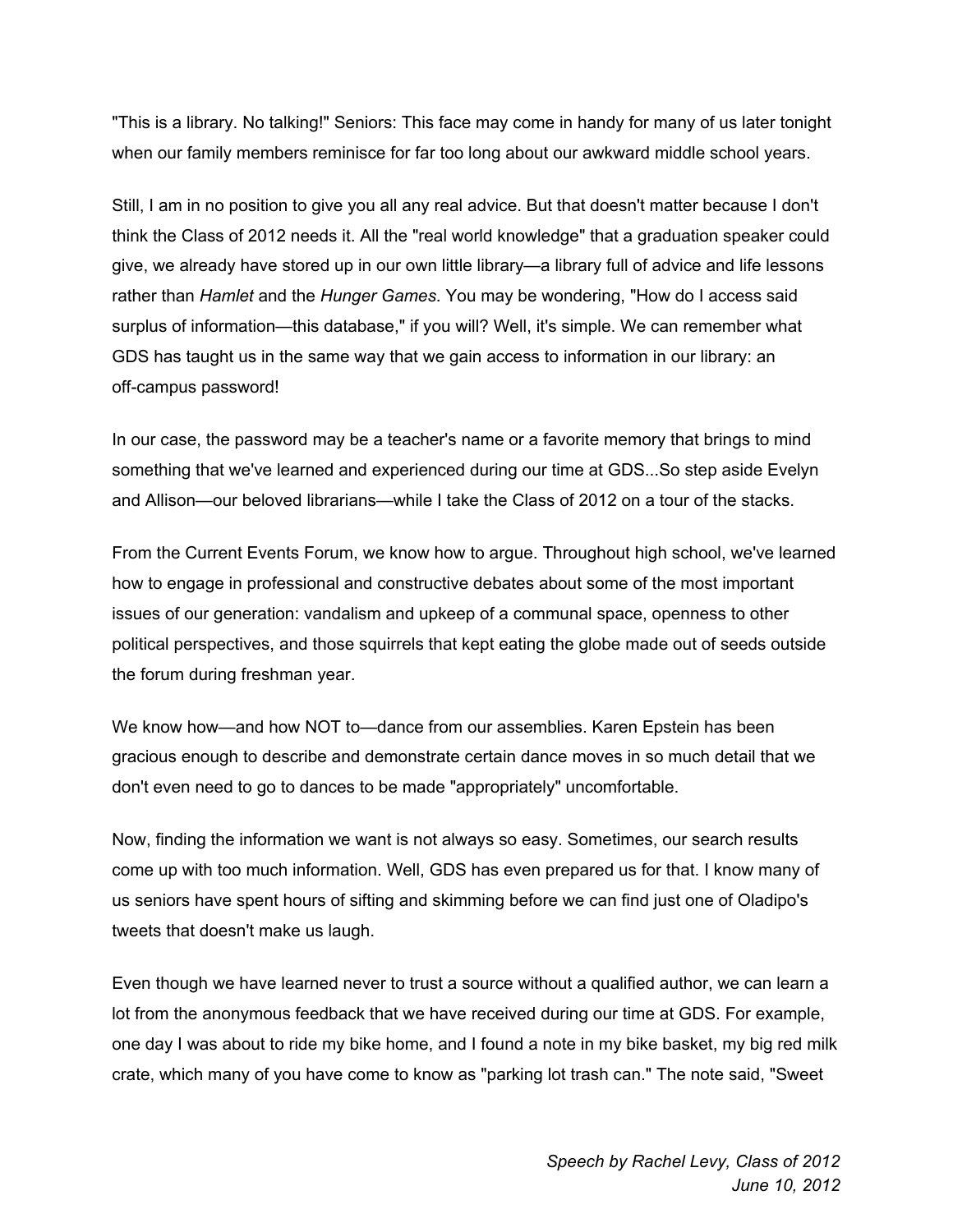"This is a library. No talking!" Seniors: This face may come in handy for many of us later tonight when our family members reminisce for far too long about our awkward middle school years.

Still, I am in no position to give you all any real advice. But that doesn't matter because I don't think the Class of 2012 needs it. All the "real world knowledge" that a graduation speaker could give, we already have stored up in our own little library—a library full of advice and life lessons rather than *Hamlet* and the *Hunger Games*. You may be wondering, "How do I access said surplus of information—this database," if you will? Well, it's simple. We can remember what GDS has taught us in the same way that we gain access to information in our library: an off-campus password!

In our case, the password may be a teacher's name or a favorite memory that brings to mind something that we've learned and experienced during our time at GDS...So step aside Evelyn and Allison—our beloved librarians—while I take the Class of 2012 on a tour of the stacks.

From the Current Events Forum, we know how to argue. Throughout high school, we've learned how to engage in professional and constructive debates about some of the most important issues of our generation: vandalism and upkeep of a communal space, openness to other political perspectives, and those squirrels that kept eating the globe made out of seeds outside the forum during freshman year.

We know how—and how NOT to—dance from our assemblies. Karen Epstein has been gracious enough to describe and demonstrate certain dance moves in so much detail that we don't even need to go to dances to be made "appropriately" uncomfortable.

Now, finding the information we want is not always so easy. Sometimes, our search results come up with too much information. Well, GDS has even prepared us for that. I know many of us seniors have spent hours of sifting and skimming before we can find just one of Oladipo's tweets that doesn't make us laugh.

Even though we have learned never to trust a source without a qualified author, we can learn a lot from the anonymous feedback that we have received during our time at GDS. For example, one day I was about to ride my bike home, and I found a note in my bike basket, my big red milk crate, which many of you have come to know as "parking lot trash can." The note said, "Sweet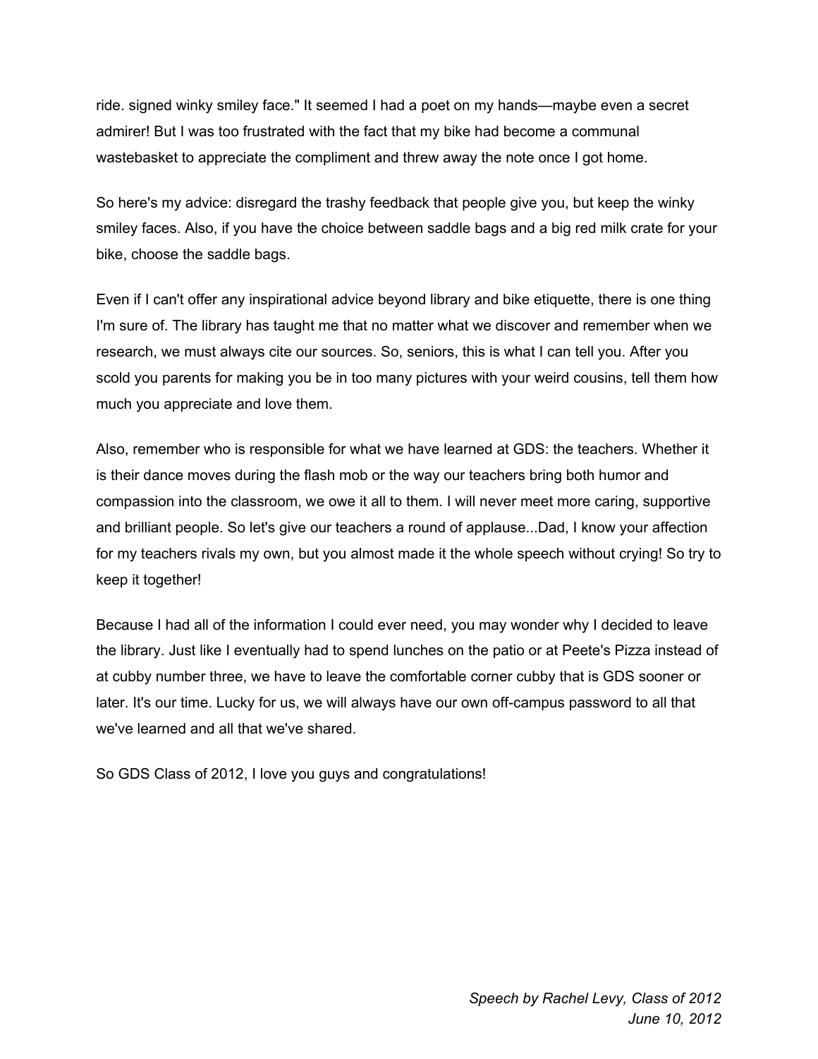ride. signed winky smiley face." It seemed I had a poet on my hands—maybe even a secret admirer! But I was too frustrated with the fact that my bike had become a communal wastebasket to appreciate the compliment and threw away the note once I got home.

So here's my advice: disregard the trashy feedback that people give you, but keep the winky smiley faces. Also, if you have the choice between saddle bags and a big red milk crate for your bike, choose the saddle bags.

Even if I can't offer any inspirational advice beyond library and bike etiquette, there is one thing I'm sure of. The library has taught me that no matter what we discover and remember when we research, we must always cite our sources. So, seniors, this is what I can tell you. After you scold you parents for making you be in too many pictures with your weird cousins, tell them how much you appreciate and love them.

Also, remember who is responsible for what we have learned at GDS: the teachers. Whether it is their dance moves during the flash mob or the way our teachers bring both humor and compassion into the classroom, we owe it all to them. I will never meet more caring, supportive and brilliant people. So let's give our teachers a round of applause...Dad, I know your affection for my teachers rivals my own, but you almost made it the whole speech without crying! So try to keep it together!

Because I had all of the information I could ever need, you may wonder why I decided to leave the library. Just like I eventually had to spend lunches on the patio or at Peete's Pizza instead of at cubby number three, we have to leave the comfortable corner cubby that is GDS sooner or later. It's our time. Lucky for us, we will always have our own off-campus password to all that we've learned and all that we've shared.

So GDS Class of 2012, I love you guys and congratulations!

*Speech by Rachel Levy, Class of 2012*
*June 10, 2012*